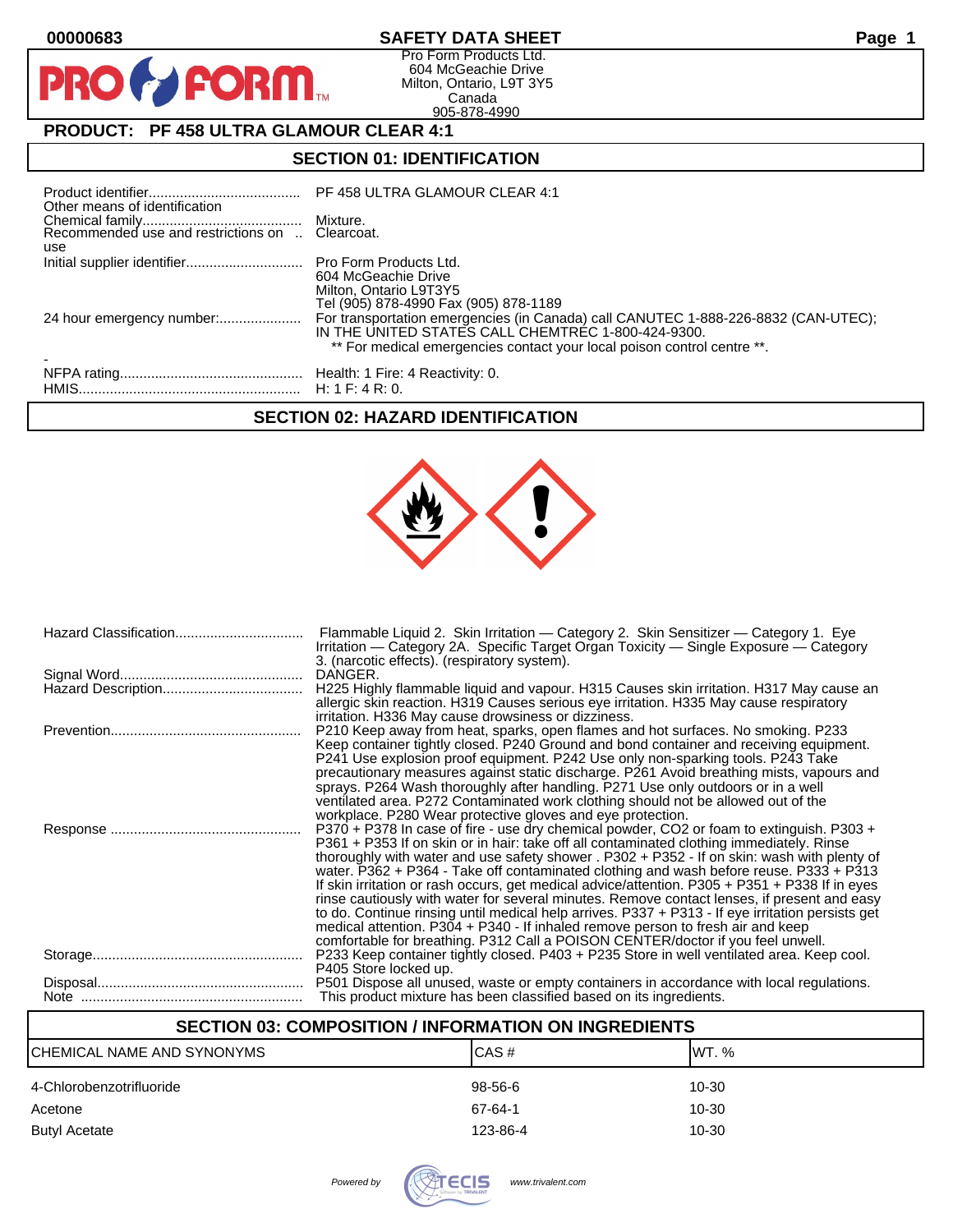# SAFETY DATA SHEET

Pro Form Products Ltd.
604 McGeachie Drive
Milton, Ontario, L9T 3Y5
Canada
905-878-4990

## PRODUCT: PF 458 ULTRA GLAMOUR CLEAR 4:1

## SECTION 01: IDENTIFICATION

| | |
|---|---|
| Product identifier | PF 458 ULTRA GLAMOUR CLEAR 4:1 |
| Other means of identification | |
| Chemical family | Mixture. |
| Recommended use and restrictions on use | Clearcoat. |
| Initial supplier identifier | Pro Form Products Ltd.<br>604 McGeachie Drive<br>Milton, Ontario L9T3Y5<br>Tel (905) 878-4990 Fax (905) 878-1189 |
| 24 hour emergency number: | For transportation emergencies (in Canada) call CANUTEC 1-888-226-8832 (CAN-UTEC); IN THE UNITED STATES CALL CHEMTREC 1-800-424-9300.<br>** For medical emergencies contact your local poison control centre **. |
| - | |
| NFPA rating | Health: 1 Fire: 4 Reactivity: 0. |
| HMIS | H: 1 F: 4 R: 0. |

## SECTION 02: HAZARD IDENTIFICATION

| | |
|---|---|
| Hazard Classification | Flammable Liquid 2. Skin Irritation — Category 2. Skin Sensitizer — Category 1. Eye Irritation — Category 2A. Specific Target Organ Toxicity — Single Exposure — Category 3. (narcotic effects). (respiratory system). |
| Signal Word | DANGER. |
| Hazard Description | H225 Highly flammable liquid and vapour. H315 Causes skin irritation. H317 May cause an allergic skin reaction. H319 Causes serious eye irritation. H335 May cause respiratory irritation. H336 May cause drowsiness or dizziness. |
| Prevention | P210 Keep away from heat, sparks, open flames and hot surfaces. No smoking. P233 Keep container tightly closed. P240 Ground and bond container and receiving equipment. P241 Use explosion proof equipment. P242 Use only non-sparking tools. P243 Take precautionary measures against static discharge. P261 Avoid breathing mists, vapours and sprays. P264 Wash thoroughly after handling. P271 Use only outdoors or in a well ventilated area. P272 Contaminated work clothing should not be allowed out of the workplace. P280 Wear protective gloves and eye protection. |
| Response | P370 + P378 In case of fire - use dry chemical powder, CO2 or foam to extinguish. P303 + P361 + P353 If on skin or in hair: take off all contaminated clothing immediately. Rinse thoroughly with water and use safety shower . P302 + P352 - If on skin: wash with plenty of water. P362 + P364 - Take off contaminated clothing and wash before reuse. P333 + P313 If skin irritation or rash occurs, get medical advice/attention. P305 + P351 + P338 If in eyes rinse cautiously with water for several minutes. Remove contact lenses, if present and easy to do. Continue rinsing until medical help arrives. P337 + P313 - If eye irritation persists get medical attention. P304 + P340 - If inhaled remove person to fresh air and keep comfortable for breathing. P312 Call a POISON CENTER/doctor if you feel unwell. |
| Storage | P233 Keep container tightly closed. P403 + P235 Store in well ventilated area. Keep cool. P405 Store locked up. |
| Disposal | P501 Dispose all unused, waste or empty containers in accordance with local regulations. |
| Note | This product mixture has been classified based on its ingredients. |

## SECTION 03: COMPOSITION / INFORMATION ON INGREDIENTS

| CHEMICAL NAME AND SYNONYMS | CAS # | WT. % |
|---|---|---|
| 4-Chlorobenzotrifluoride | 98-56-6 | 10-30 |
| Acetone | 67-64-1 | 10-30 |
| Butyl Acetate | 123-86-4 | 10-30 |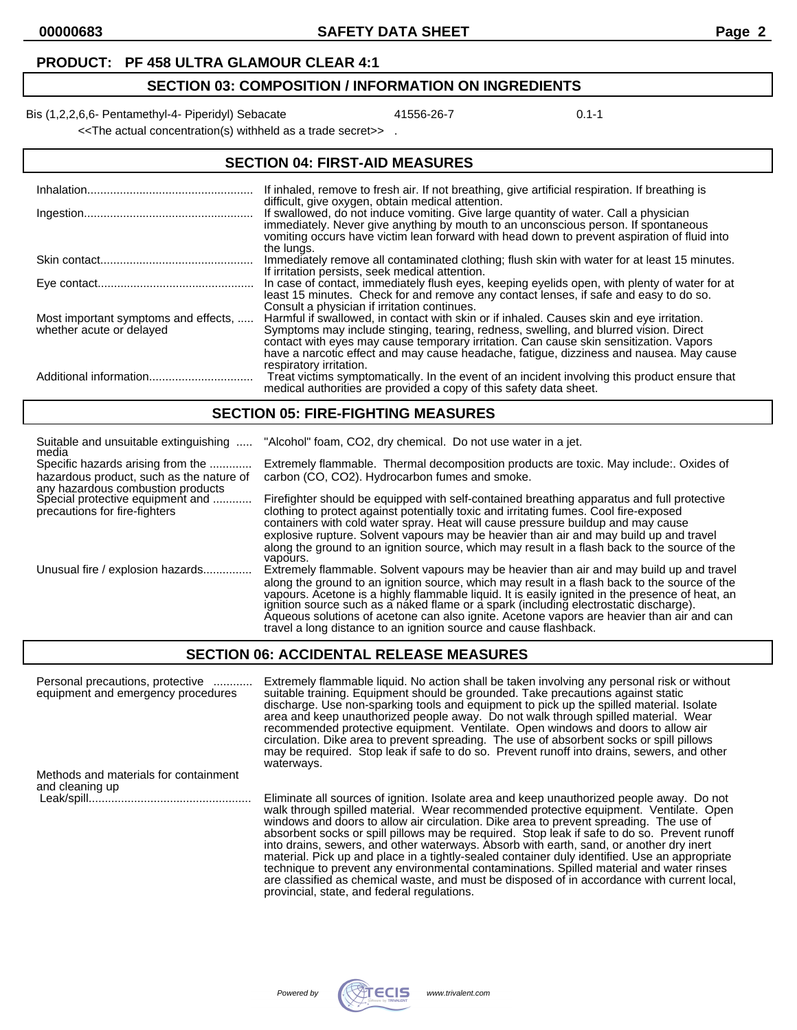**PRODUCT: PF 458 ULTRA GLAMOUR CLEAR 4:1**

## SECTION 03: COMPOSITION / INFORMATION ON INGREDIENTS

| | | |
|---|---|---|
| Bis (1,2,2,6,6- Pentamethyl-4- Piperidyl) Sebacate | 41556-26-7 | 0.1-1 |

<<The actual concentration(s) withheld as a trade secret>> .

## SECTION 04: FIRST-AID MEASURES

| | |
|---|---|
| Inhalation | If inhaled, remove to fresh air. If not breathing, give artificial respiration. If breathing is difficult, give oxygen, obtain medical attention. |
| Ingestion | If swallowed, do not induce vomiting. Give large quantity of water. Call a physician immediately. Never give anything by mouth to an unconscious person. If spontaneous vomiting occurs have victim lean forward with head down to prevent aspiration of fluid into the lungs. |
| Skin contact | Immediately remove all contaminated clothing; flush skin with water for at least 15 minutes. If irritation persists, seek medical attention. |
| Eye contact | In case of contact, immediately flush eyes, keeping eyelids open, with plenty of water for at least 15 minutes. Check for and remove any contact lenses, if safe and easy to do so. Consult a physician if irritation continues. |
| Most important symptoms and effects, whether acute or delayed | Harmful if swallowed, in contact with skin or if inhaled. Causes skin and eye irritation. Symptoms may include stinging, tearing, redness, swelling, and blurred vision. Direct contact with eyes may cause temporary irritation. Can cause skin sensitization. Vapors have a narcotic effect and may cause headache, fatigue, dizziness and nausea. May cause respiratory irritation. |
| Additional information | Treat victims symptomatically. In the event of an incident involving this product ensure that medical authorities are provided a copy of this safety data sheet. |

## SECTION 05: FIRE-FIGHTING MEASURES

| | |
|---|---|
| Suitable and unsuitable extinguishing media | "Alcohol" foam, $CO_2$, dry chemical. Do not use water in a jet. |
| Specific hazards arising from the hazardous product, such as the nature of any hazardous combustion products | Extremely flammable. Thermal decomposition products are toxic. May include:. Oxides of carbon (CO, $CO_2$). Hydrocarbon fumes and smoke. |
| Special protective equipment and precautions for fire-fighters | Firefighter should be equipped with self-contained breathing apparatus and full protective clothing to protect against potentially toxic and irritating fumes. Cool fire-exposed containers with cold water spray. Heat will cause pressure buildup and may cause explosive rupture. Solvent vapours may be heavier than air and may build up and travel along the ground to an ignition source, which may result in a flash back to the source of the vapours. |
| Unusual fire / explosion hazards | Extremely flammable. Solvent vapours may be heavier than air and may build up and travel along the ground to an ignition source, which may result in a flash back to the source of the vapours. Acetone is a highly flammable liquid. It is easily ignited in the presence of heat, an ignition source such as a naked flame or a spark (including electrostatic discharge). Aqueous solutions of acetone can also ignite. Acetone vapors are heavier than air and can travel a long distance to an ignition source and cause flashback. |

## SECTION 06: ACCIDENTAL RELEASE MEASURES

| | |
|---|---|
| Personal precautions, protective equipment and emergency procedures | Extremely flammable liquid. No action shall be taken involving any personal risk or without suitable training. Equipment should be grounded. Take precautions against static discharge. Use non-sparking tools and equipment to pick up the spilled material. Isolate area and keep unauthorized people away. Do not walk through spilled material. Wear recommended protective equipment. Ventilate. Open windows and doors to allow air circulation. Dike area to prevent spreading. The use of absorbent socks or spill pillows may be required. Stop leak if safe to do so. Prevent runoff into drains, sewers, and other waterways. |
| Methods and materials for containment and cleaning up | |
| Leak/spill | Eliminate all sources of ignition. Isolate area and keep unauthorized people away. Do not walk through spilled material. Wear recommended protective equipment. Ventilate. Open windows and doors to allow air circulation. Dike area to prevent spreading. The use of absorbent socks or spill pillows may be required. Stop leak if safe to do so. Prevent runoff into drains, sewers, and other waterways. Absorb with earth, sand, or another dry inert material. Pick up and place in a tightly-sealed container duly identified. Use an appropriate technique to prevent any environmental contaminations. Spilled material and water rinses are classified as chemical waste, and must be disposed of in accordance with current local, provincial, state, and federal regulations. |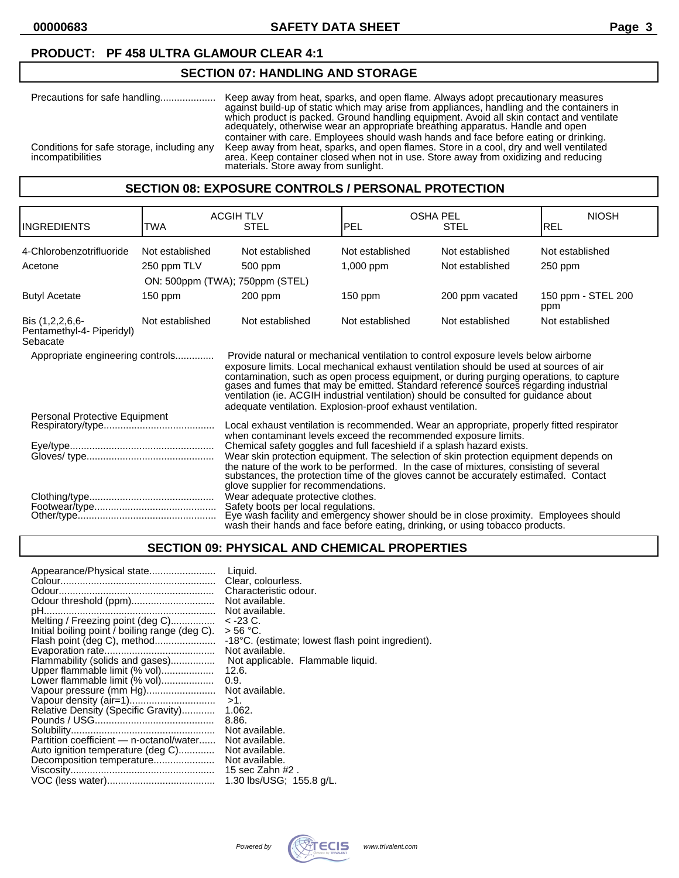**PRODUCT: PF 458 ULTRA GLAMOUR CLEAR 4:1**

## SECTION 07: HANDLING AND STORAGE

Precautions for safe handling.................... Keep away from heat, sparks, and open flame. Always adopt precautionary measures against build-up of static which may arise from appliances, handling and the containers in which product is packed. Ground handling equipment. Avoid all skin contact and ventilate adequately, otherwise wear an appropriate breathing apparatus. Handle and open container with care. Employees should wash hands and face before eating or drinking.

Conditions for safe storage, including any incompatibilities: Keep away from heat, sparks, and open flames. Store in a cool, dry and well ventilated area. Keep container closed when not in use. Store away from oxidizing and reducing materials. Store away from sunlight.

## SECTION 08: EXPOSURE CONTROLS / PERSONAL PROTECTION

| INGREDIENTS | ACGIH TLV | | OSHA PEL | | NIOSH |
|---|---|---|---|---|---|
| | TWA | STEL | PEL | STEL | REL |
| 4-Chlorobenzotrifluoride | Not established | Not established | Not established | Not established | Not established |
| Acetone | 250 ppm TLV | 500 ppm | 1,000 ppm | Not established | 250 ppm |
| | ON: 500ppm (TWA); 750ppm (STEL) | | | | |
| Butyl Acetate | 150 ppm | 200 ppm | 150 ppm | 200 ppm vacated | 150 ppm - STEL 200 ppm |
| Bis (1,2,2,6,6-Pentamethyl-4- Piperidyl) Sebacate | Not established | Not established | Not established | Not established | Not established |

Appropriate engineering controls.............. Provide natural or mechanical ventilation to control exposure levels below airborne exposure limits. Local mechanical exhaust ventilation should be used at sources of air contamination, such as open process equipment, or during purging operations, to capture gases and fumes that may be emitted. Standard reference sources regarding industrial ventilation (ie. ACGIH industrial ventilation) should be consulted for guidance about adequate ventilation. Explosion-proof exhaust ventilation.

Personal Protective Equipment

Respiratory/type........................................ Local exhaust ventilation is recommended. Wear an appropriate, properly fitted respirator when contaminant levels exceed the recommended exposure limits.

Eye/type.................................................... Chemical safety goggles and full faceshield if a splash hazard exists.

Gloves/ type.............................................. Wear skin protection equipment. The selection of skin protection equipment depends on the nature of the work to be performed. In the case of mixtures, consisting of several substances, the protection time of the gloves cannot be accurately estimated. Contact glove supplier for recommendations.

Clothing/type............................................. Wear adequate protective clothes.

Footwear/type............................................ Safety boots per local regulations.

Other/type.................................................. Eye wash facility and emergency shower should be in close proximity. Employees should wash their hands and face before eating, drinking, or using tobacco products.

## SECTION 09: PHYSICAL AND CHEMICAL PROPERTIES

Appearance/Physical state........................ Liquid.
Colour........................................................ Clear, colourless.
Odour......................................................... Characteristic odour.
Odour threshold (ppm).............................. Not available.
pH............................................................... Not available.
Melting / Freezing point (deg C)................ < -23 C.
Initial boiling point / boiling range (deg C). > 56 °C.
Flash point (deg C), method...................... -18°C. (estimate; lowest flash point ingredient).
Evaporation rate........................................ Not available.
Flammability (solids and gases)................ Not applicable. Flammable liquid.
Upper flammable limit (% vol)................... 12.6.
Lower flammable limit (% vol)................... 0.9.
Vapour pressure (mm Hg)......................... Not available.
Vapour density (air=1)............................... >1.
Relative Density (Specific Gravity)............ 1.062.
Pounds / USG........................................... 8.86.
Solubility.................................................... Not available.
Partition coefficient — n-octanol/water...... Not available.
Auto ignition temperature (deg C)............. Not available.
Decomposition temperature...................... Not available.
Viscosity.................................................... 15 sec Zahn #2 .
VOC (less water)....................................... 1.30 lbs/USG; 155.8 g/L.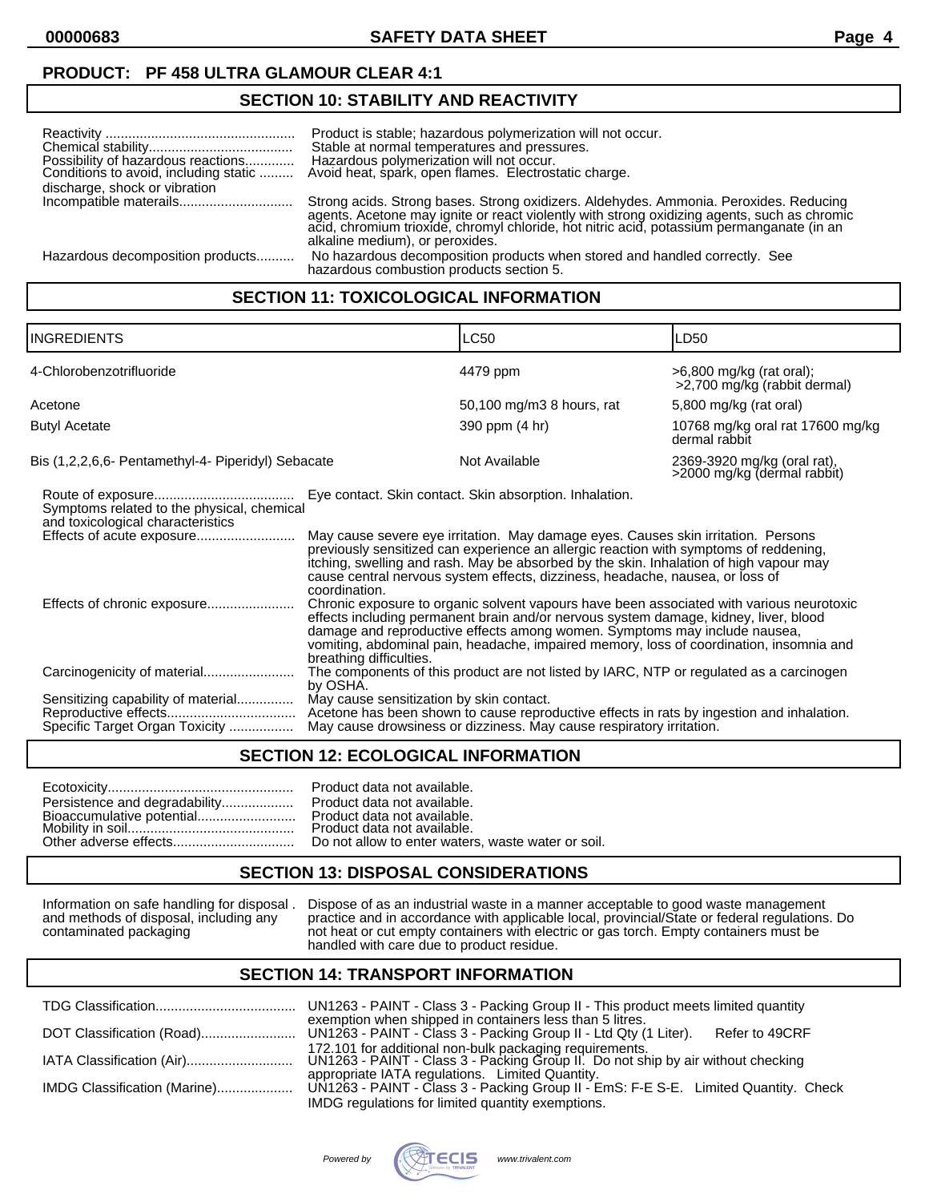**PRODUCT: PF 458 ULTRA GLAMOUR CLEAR 4:1**

## SECTION 10: STABILITY AND REACTIVITY

| | |
|---|---|
| Reactivity | Product is stable; hazardous polymerization will not occur. |
| Chemical stability | Stable at normal temperatures and pressures. |
| Possibility of hazardous reactions | Hazardous polymerization will not occur. |
| Conditions to avoid, including static discharge, shock or vibration | Avoid heat, spark, open flames. Electrostatic charge. |
| Incompatible materails | Strong acids. Strong bases. Strong oxidizers. Aldehydes. Ammonia. Peroxides. Reducing agents. Acetone may ignite or react violently with strong oxidizing agents, such as chromic acid, chromium trioxide, chromyl chloride, hot nitric acid, potassium permanganate (in an alkaline medium), or peroxides. |
| Hazardous decomposition products | No hazardous decomposition products when stored and handled correctly. See hazardous combustion products section 5. |

## SECTION 11: TOXICOLOGICAL INFORMATION

| INGREDIENTS | LC50 | LD50 |
|---|---|---|
| 4-Chlorobenzotrifluoride | 4479 ppm | >6,800 mg/kg (rat oral); >2,700 mg/kg (rabbit dermal) |
| Acetone | 50,100 mg/m3 8 hours, rat | 5,800 mg/kg (rat oral) |
| Butyl Acetate | 390 ppm (4 hr) | 10768 mg/kg oral rat 17600 mg/kg dermal rabbit |
| Bis (1,2,2,6,6- Pentamethyl-4- Piperidyl) Sebacate | Not Available | 2369-3920 mg/kg (oral rat), >2000 mg/kg (dermal rabbit) |

| | |
|---|---|
| Route of exposure | Eye contact. Skin contact. Skin absorption. Inhalation. |
| Symptoms related to the physical, chemical and toxicological characteristics | |
| Effects of acute exposure | May cause severe eye irritation. May damage eyes. Causes skin irritation. Persons previously sensitized can experience an allergic reaction with symptoms of reddening, itching, swelling and rash. May be absorbed by the skin. Inhalation of high vapour may cause central nervous system effects, dizziness, headache, nausea, or loss of coordination. |
| Effects of chronic exposure | Chronic exposure to organic solvent vapours have been associated with various neurotoxic effects including permanent brain and/or nervous system damage, kidney, liver, blood damage and reproductive effects among women. Symptoms may include nausea, vomiting, abdominal pain, headache, impaired memory, loss of coordination, insomnia and breathing difficulties. |
| Carcinogenicity of material | The components of this product are not listed by IARC, NTP or regulated as a carcinogen by OSHA. |
| Sensitizing capability of material | May cause sensitization by skin contact. |
| Reproductive effects | Acetone has been shown to cause reproductive effects in rats by ingestion and inhalation. |
| Specific Target Organ Toxicity | May cause drowsiness or dizziness. May cause respiratory irritation. |

## SECTION 12: ECOLOGICAL INFORMATION

| | |
|---|---|
| Ecotoxicity | Product data not available. |
| Persistence and degradability | Product data not available. |
| Bioaccumulative potential | Product data not available. |
| Mobility in soil | Product data not available. |
| Other adverse effects | Do not allow to enter waters, waste water or soil. |

## SECTION 13: DISPOSAL CONSIDERATIONS

| | |
|---|---|
| Information on safe handling for disposal and methods of disposal, including any contaminated packaging | Dispose of as an industrial waste in a manner acceptable to good waste management practice and in accordance with applicable local, provincial/State or federal regulations. Do not heat or cut empty containers with electric or gas torch. Empty containers must be handled with care due to product residue. |

## SECTION 14: TRANSPORT INFORMATION

| | |
|---|---|
| TDG Classification | UN1263 - PAINT - Class 3 - Packing Group II - This product meets limited quantity exemption when shipped in containers less than 5 litres. |
| DOT Classification (Road) | UN1263 - PAINT - Class 3 - Packing Group II - Ltd Qty (1 Liter). Refer to 49CRF 172.101 for additional non-bulk packaging requirements. |
| IATA Classification (Air) | UN1263 - PAINT - Class 3 - Packing Group II. Do not ship by air without checking appropriate IATA regulations. Limited Quantity. |
| IMDG Classification (Marine) | UN1263 - PAINT - Class 3 - Packing Group II - EmS: F-E S-E. Limited Quantity. Check IMDG regulations for limited quantity exemptions. |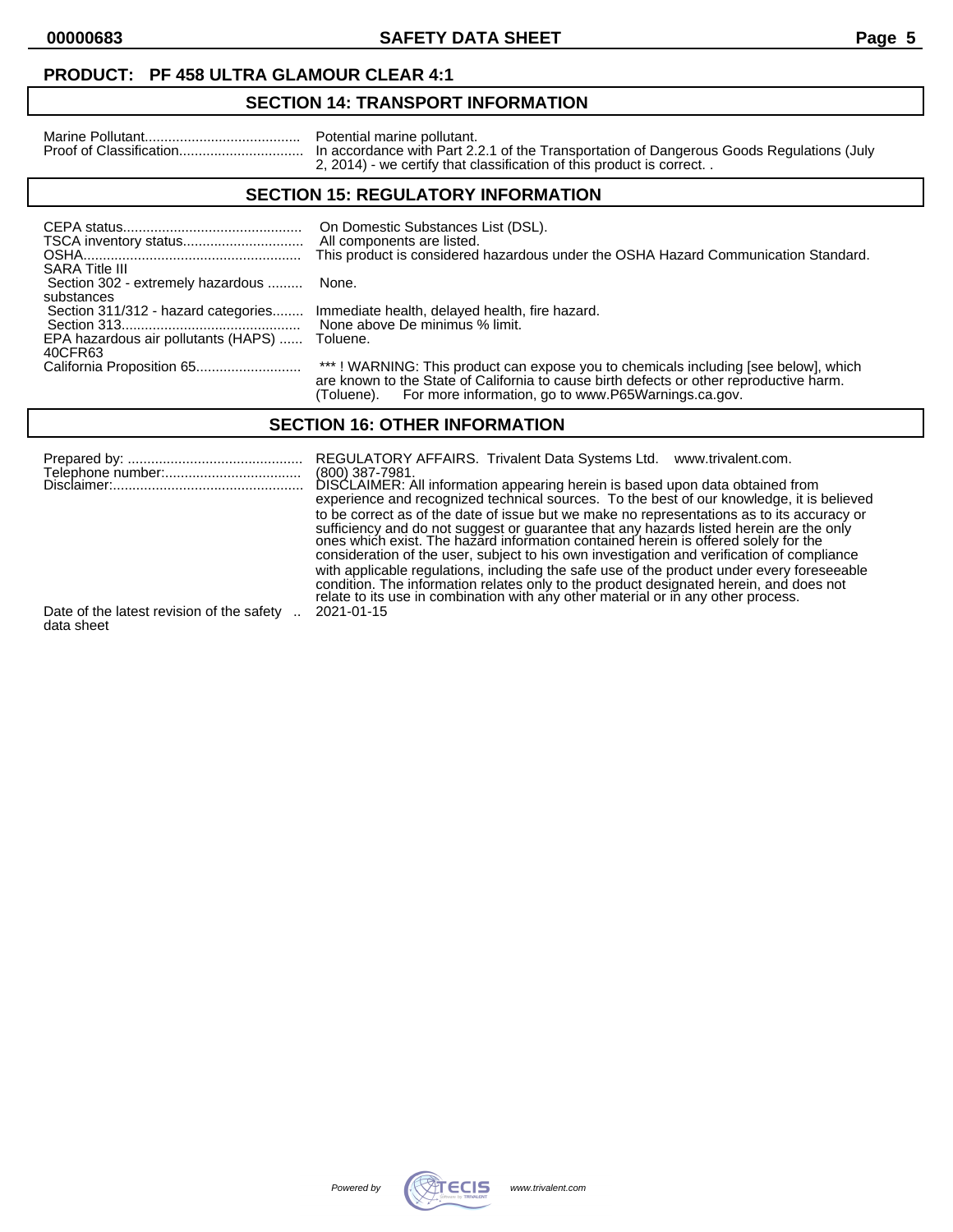**PRODUCT: PF 458 ULTRA GLAMOUR CLEAR 4:1**

## SECTION 14: TRANSPORT INFORMATION

| | |
|---|---|
| Marine Pollutant........................................ | Potential marine pollutant. |
| Proof of Classification................................ | In accordance with Part 2.2.1 of the Transportation of Dangerous Goods Regulations (July 2, 2014) - we certify that classification of this product is correct. . |

## SECTION 15: REGULATORY INFORMATION

| | |
|---|---|
| CEPA status.............................................. | On Domestic Substances List (DSL). |
| TSCA inventory status............................... | All components are listed. |
| OSHA......................................................... | This product is considered hazardous under the OSHA Hazard Communication Standard. |
| SARA Title III | |
| Section 302 - extremely hazardous ......... substances | None. |
| Section 311/312 - hazard categories........ | Immediate health, delayed health, fire hazard. |
| Section 313.............................................. | None above De minimus % limit. |
| EPA hazardous air pollutants (HAPS) ...... 40CFR63 | Toluene. |
| California Proposition 65........................... | *** ! WARNING: This product can expose you to chemicals including [see below], which are known to the State of California to cause birth defects or other reproductive harm. (Toluene). For more information, go to www.P65Warnings.ca.gov. |

## SECTION 16: OTHER INFORMATION

| | |
|---|---|
| Prepared by: ............................................. | REGULATORY AFFAIRS. Trivalent Data Systems Ltd. www.trivalent.com. |
| Telephone number:.................................... | (800) 387-7981. |
| Disclaimer:.................................................. | DISCLAIMER: All information appearing herein is based upon data obtained from experience and recognized technical sources. To the best of our knowledge, it is believed to be correct as of the date of issue but we make no representations as to its accuracy or sufficiency and do not suggest or guarantee that any hazards listed herein are the only ones which exist. The hazard information contained herein is offered solely for the consideration of the user, subject to his own investigation and verification of compliance with applicable regulations, including the safe use of the product under every foreseeable condition. The information relates only to the product designated herein, and does not relate to its use in combination with any other material or in any other process. |
| Date of the latest revision of the safety .. data sheet | 2021-01-15 |